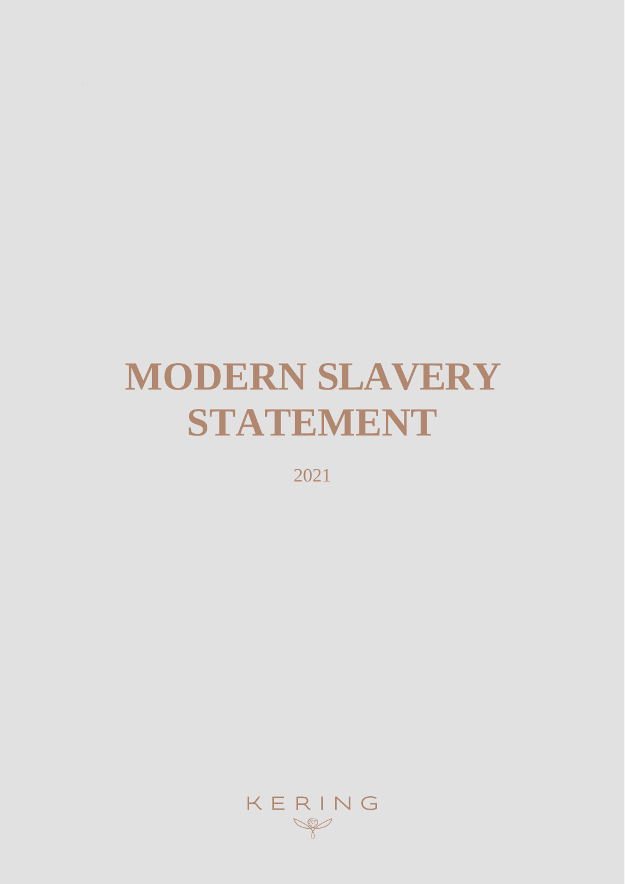# MODERN SLAVERY STATEMENT

2021

KERING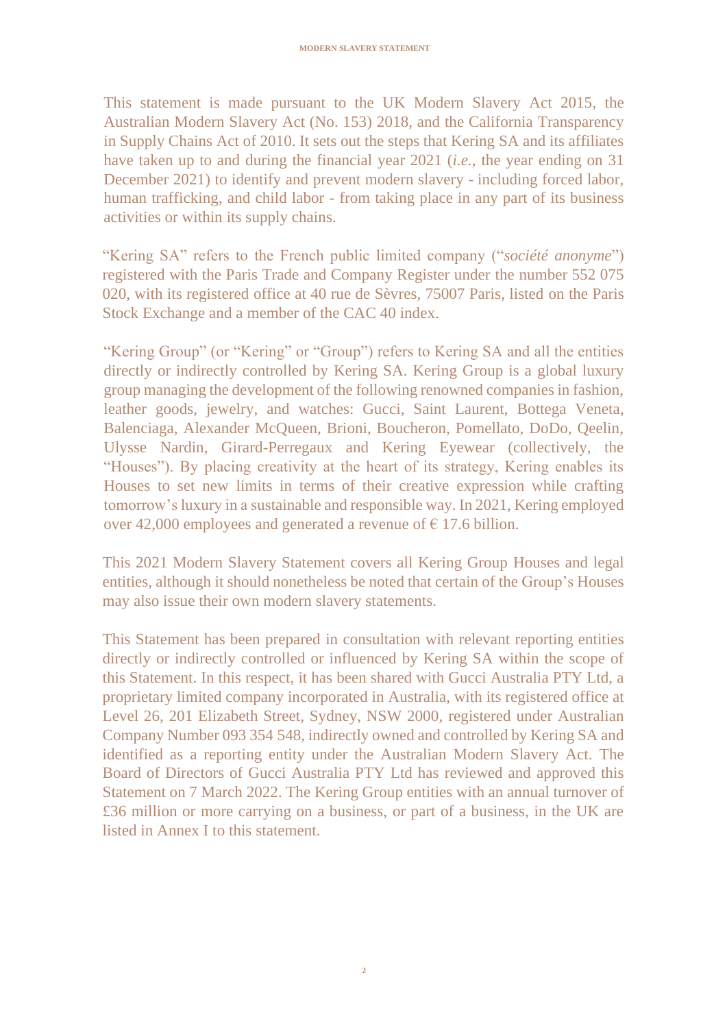This statement is made pursuant to the UK Modern Slavery Act 2015, the Australian Modern Slavery Act (No. 153) 2018, and the California Transparency in Supply Chains Act of 2010. It sets out the steps that Kering SA and its affiliates have taken up to and during the financial year 2021 (*i.e.*, the year ending on 31 December 2021) to identify and prevent modern slavery - including forced labor, human trafficking, and child labor - from taking place in any part of its business activities or within its supply chains.

"Kering SA" refers to the French public limited company ("*société anonyme*") registered with the Paris Trade and Company Register under the number 552 075 020, with its registered office at 40 rue de Sèvres, 75007 Paris, listed on the Paris Stock Exchange and a member of the CAC 40 index.

"Kering Group" (or "Kering" or "Group") refers to Kering SA and all the entities directly or indirectly controlled by Kering SA. Kering Group is a global luxury group managing the development of the following renowned companies in fashion, leather goods, jewelry, and watches: Gucci, Saint Laurent, Bottega Veneta, Balenciaga, Alexander McQueen, Brioni, Boucheron, Pomellato, DoDo, Qeelin, Ulysse Nardin, Girard-Perregaux and Kering Eyewear (collectively, the "Houses"). By placing creativity at the heart of its strategy, Kering enables its Houses to set new limits in terms of their creative expression while crafting tomorrow's luxury in a sustainable and responsible way. In 2021, Kering employed over 42,000 employees and generated a revenue of € 17.6 billion.

This 2021 Modern Slavery Statement covers all Kering Group Houses and legal entities, although it should nonetheless be noted that certain of the Group's Houses may also issue their own modern slavery statements.

This Statement has been prepared in consultation with relevant reporting entities directly or indirectly controlled or influenced by Kering SA within the scope of this Statement. In this respect, it has been shared with Gucci Australia PTY Ltd, a proprietary limited company incorporated in Australia, with its registered office at Level 26, 201 Elizabeth Street, Sydney, NSW 2000, registered under Australian Company Number 093 354 548, indirectly owned and controlled by Kering SA and identified as a reporting entity under the Australian Modern Slavery Act. The Board of Directors of Gucci Australia PTY Ltd has reviewed and approved this Statement on 7 March 2022. The Kering Group entities with an annual turnover of £36 million or more carrying on a business, or part of a business, in the UK are listed in Annex I to this statement.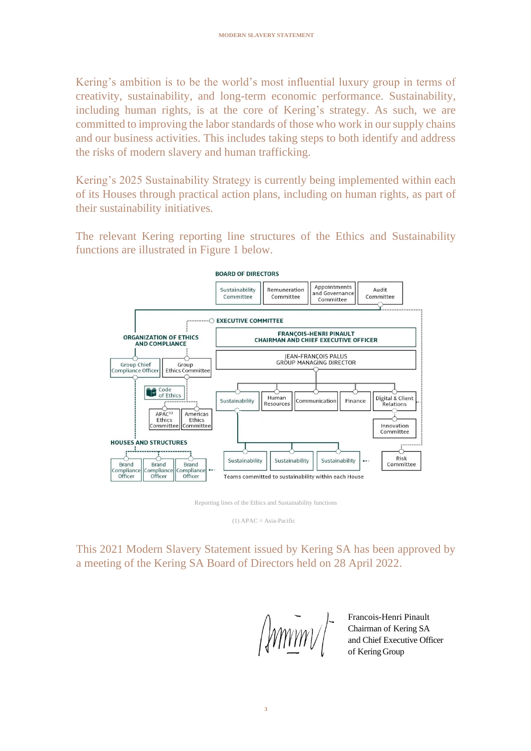Kering's ambition is to be the world's most influential luxury group in terms of creativity, sustainability, and long-term economic performance. Sustainability, including human rights, is at the core of Kering's strategy. As such, we are committed to improving the labor standards of those who work in our supply chains and our business activities. This includes taking steps to both identify and address the risks of modern slavery and human trafficking.

Kering's 2025 Sustainability Strategy is currently being implemented within each of its Houses through practical action plans, including on human rights, as part of their sustainability initiatives.

The relevant Kering reporting line structures of the Ethics and Sustainability functions are illustrated in Figure 1 below.

BOARD OF DIRECTORS

Sustainability Committee

Remuneration Committee

Appointments and Governance Committee

Audit Committee

EXECUTIVE COMMITTEE

FRANÇOIS-HENRI PINAULT
CHAIRMAN AND CHIEF EXECUTIVE OFFICER

JEAN-FRANÇOIS PALUS
GROUP MANAGING DIRECTOR

ORGANIZATION OF ETHICS AND COMPLIANCE

Group Chief Compliance Officer

Group Ethics Committee

Code of Ethics

APAC[1] Ethics Committee

Americas Ethics Committee

Sustainability

Human Resources

Communication

Finance

Digital & Client Relations

Innovation Committee

Risk Committee

HOUSES AND STRUCTURES

Brand Compliance Officer

Brand Compliance Officer

Brand Compliance Officer

Sustainability

Sustainability

Sustainability

Teams committed to sustainability within each House

Reporting lines of the Ethics and Sustainability functions

(1) APAC = Asia-Pacific

This 2021 Modern Slavery Statement issued by Kering SA has been approved by a meeting of the Kering SA Board of Directors held on 28 April 2022.

Francois-Henri Pinault
Chairman of Kering SA
and Chief Executive Officer
of Kering Group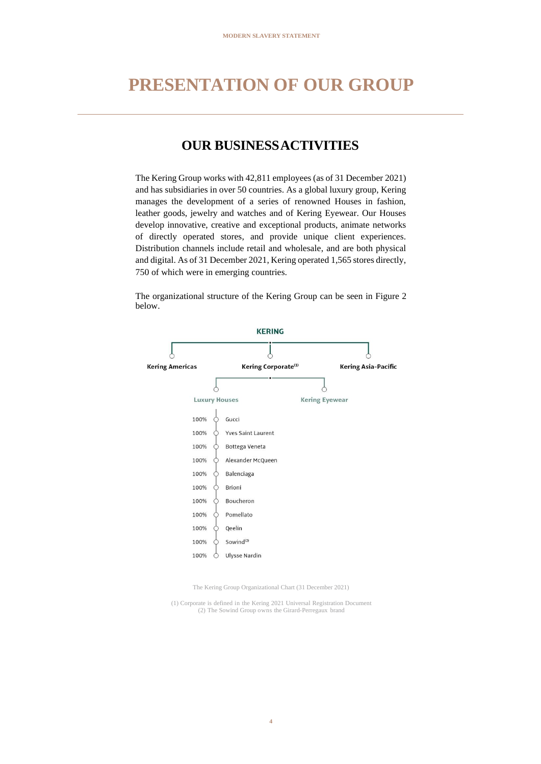# PRESENTATION OF OUR GROUP

## OUR BUSINESS ACTIVITIES

The Kering Group works with 42,811 employees (as of 31 December 2021) and has subsidiaries in over 50 countries. As a global luxury group, Kering manages the development of a series of renowned Houses in fashion, leather goods, jewelry and watches and of Kering Eyewear. Our Houses develop innovative, creative and exceptional products, animate networks of directly operated stores, and provide unique client experiences. Distribution channels include retail and wholesale, and are both physical and digital. As of 31 December 2021, Kering operated 1,565 stores directly, 750 of which were in emerging countries.

The organizational structure of the Kering Group can be seen in Figure 2 below.

KERING

Kering Americas

Kering Corporate[1]

Kering Asia-Pacific

Luxury Houses

Kering Eyewear

100% Gucci

100% Yves Saint Laurent

100% Bottega Veneta

100% Alexander McQueen

100% Balenciaga

100% Brioni

100% Boucheron

100% Pomellato

100% Qeelin

100% Sowind[2]

100% Ulysse Nardin

The Kering Group Organizational Chart (31 December 2021)

(1) Corporate is defined in the Kering 2021 Universal Registration Document
(2) The Sowind Group owns the Girard-Perregaux brand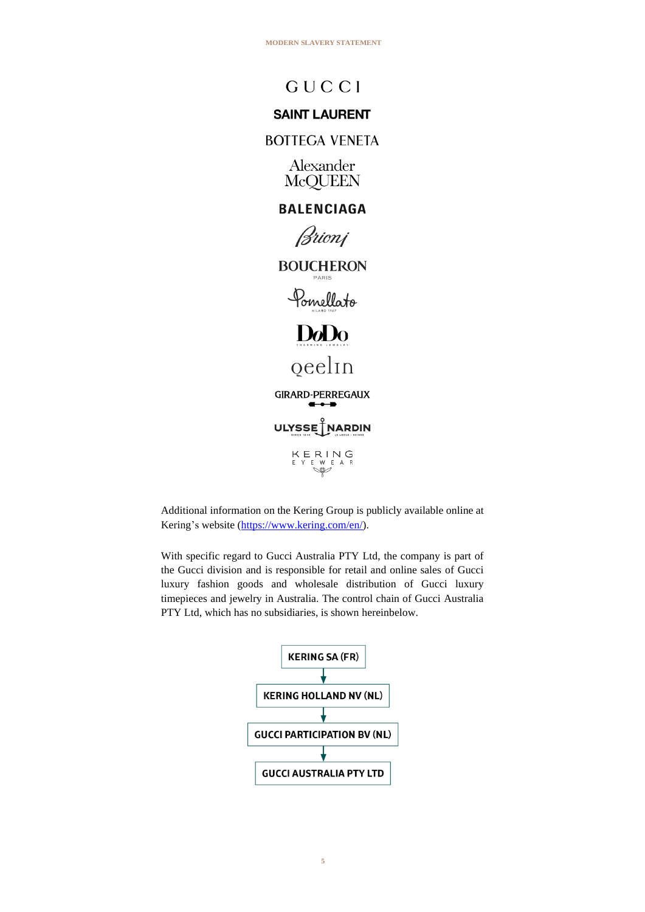GUCCI

SAINT LAURENT

BOTTEGA VENETA

Alexander McQUEEN

BALENCIAGA

Brioni

BOUCHERON PARIS

Pomellato MILANO 1967

DoDo CHARMING JEWELRY

qeelin

GIRARD-PERREGAUX

ULYSSE NARDIN

KERING EYEWEAR

Additional information on the Kering Group is publicly available online at Kering's website (https://www.kering.com/en/).

With specific regard to Gucci Australia PTY Ltd, the company is part of the Gucci division and is responsible for retail and online sales of Gucci luxury fashion goods and wholesale distribution of Gucci luxury timepieces and jewelry in Australia. The control chain of Gucci Australia PTY Ltd, which has no subsidiaries, is shown hereinbelow.

KERING SA (FR)

KERING HOLLAND NV (NL)

GUCCI PARTICIPATION BV (NL)

GUCCI AUSTRALIA PTY LTD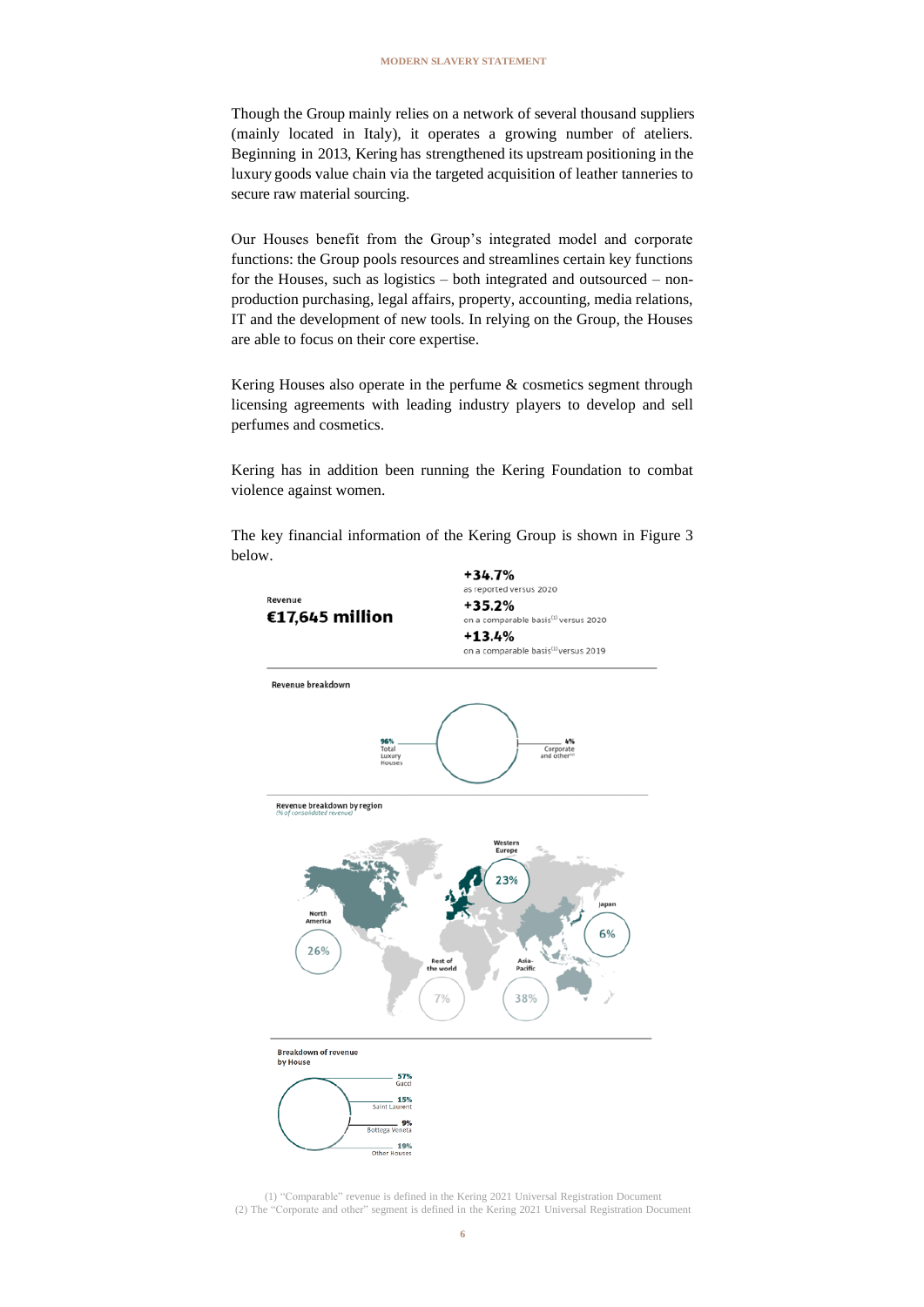Though the Group mainly relies on a network of several thousand suppliers (mainly located in Italy), it operates a growing number of ateliers. Beginning in 2013, Kering has strengthened its upstream positioning in the luxury goods value chain via the targeted acquisition of leather tanneries to secure raw material sourcing.

Our Houses benefit from the Group's integrated model and corporate functions: the Group pools resources and streamlines certain key functions for the Houses, such as logistics – both integrated and outsourced – non-production purchasing, legal affairs, property, accounting, media relations, IT and the development of new tools. In relying on the Group, the Houses are able to focus on their core expertise.

Kering Houses also operate in the perfume & cosmetics segment through licensing agreements with leading industry players to develop and sell perfumes and cosmetics.

Kering has in addition been running the Kering Foundation to combat violence against women.

The key financial information of the Kering Group is shown in Figure 3 below.

Revenue
**€17,645 million**

**+34.7%**
as reported versus 2020

**+35.2%**
on a comparable basis[1] versus 2020

**+13.4%**
on a comparable basis[1] versus 2019

**Revenue breakdown**

96%
Total Luxury Houses

4%
Corporate and other[2]

**Revenue breakdown by region**
*(% of consolidated revenue)*

Western Europe
23%

Japan
6%

North America
26%

Rest of the world
7%

Asia-Pacific
38%

**Breakdown of revenue by House**

57%
Gucci

15%
Saint Laurent

9%
Bottega Veneta

19%
Other Houses

(1) "Comparable" revenue is defined in the Kering 2021 Universal Registration Document
(2) The "Corporate and other" segment is defined in the Kering 2021 Universal Registration Document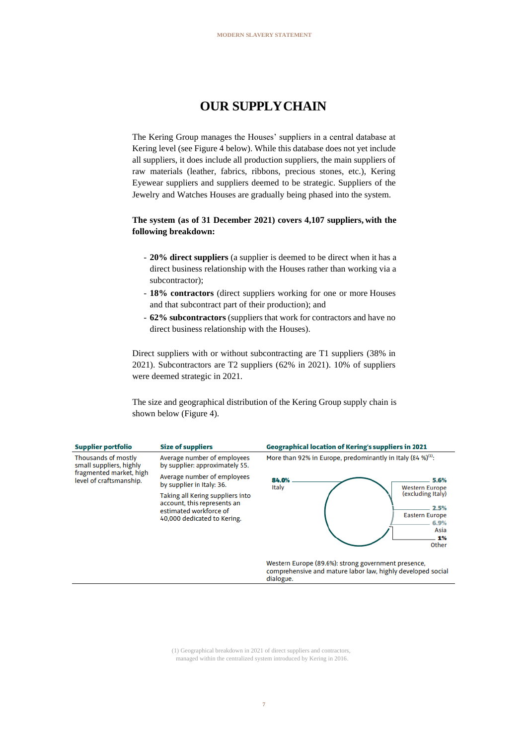# OUR SUPPLY CHAIN

The Kering Group manages the Houses' suppliers in a central database at Kering level (see Figure 4 below). While this database does not yet include all suppliers, it does include all production suppliers, the main suppliers of raw materials (leather, fabrics, ribbons, precious stones, etc.), Kering Eyewear suppliers and suppliers deemed to be strategic. Suppliers of the Jewelry and Watches Houses are gradually being phased into the system.

**The system (as of 31 December 2021) covers 4,107 suppliers, with the following breakdown:**

- **20% direct suppliers** (a supplier is deemed to be direct when it has a direct business relationship with the Houses rather than working via a subcontractor);
- **18% contractors** (direct suppliers working for one or more Houses and that subcontract part of their production); and
- **62% subcontractors** (suppliers that work for contractors and have no direct business relationship with the Houses).

Direct suppliers with or without subcontracting are T1 suppliers (38% in 2021). Subcontractors are T2 suppliers (62% in 2021). 10% of suppliers were deemed strategic in 2021.

The size and geographical distribution of the Kering Group supply chain is shown below (Figure 4).

**Supplier portfolio**

Thousands of mostly small suppliers, highly fragmented market, high level of craftsmanship.

**Size of suppliers**

Average number of employees by supplier: approximately 55.

Average number of employees by supplier in Italy: 36.

Taking all Kering suppliers into account, this represents an estimated workforce of 40,000 dedicated to Kering.

**Geographical location of Kering's suppliers in 2021**

More than 92% in Europe, predominantly in Italy (84 %)[1]:

84.0%
Italy

5.6%
Western Europe (excluding Italy)

2.5%
Eastern Europe

6.9%
Asia

1%
Other

Western Europe (89.6%): strong government presence, comprehensive and mature labor law, highly developed social dialogue.

(1) Geographical breakdown in 2021 of direct suppliers and contractors, managed within the centralized system introduced by Kering in 2016.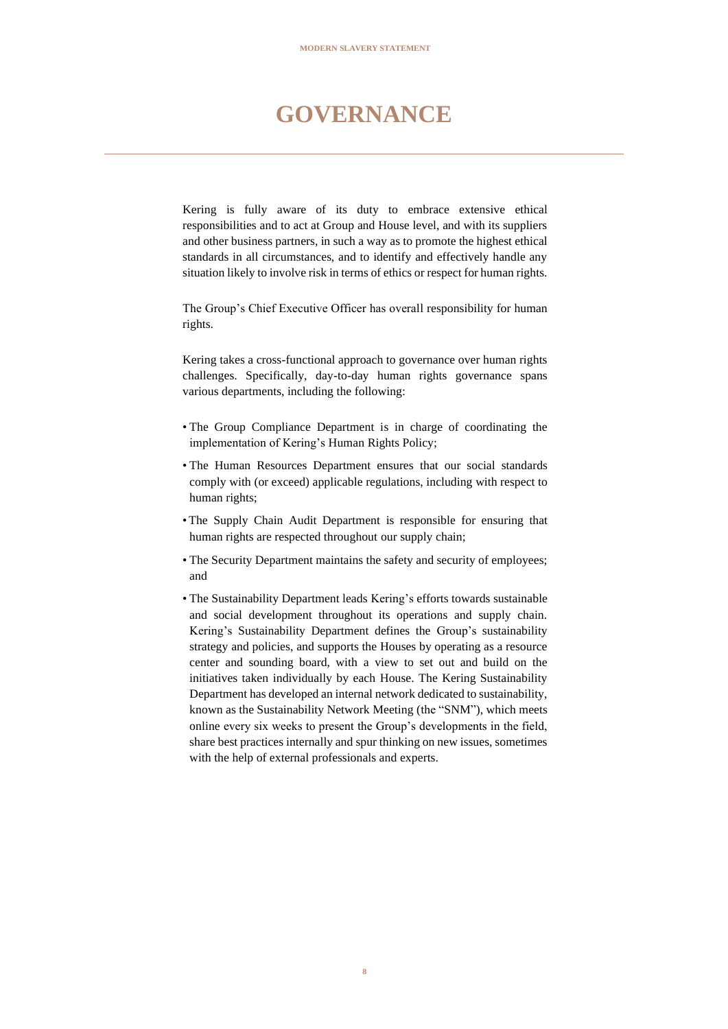# GOVERNANCE

Kering is fully aware of its duty to embrace extensive ethical responsibilities and to act at Group and House level, and with its suppliers and other business partners, in such a way as to promote the highest ethical standards in all circumstances, and to identify and effectively handle any situation likely to involve risk in terms of ethics or respect for human rights.

The Group's Chief Executive Officer has overall responsibility for human rights.

Kering takes a cross-functional approach to governance over human rights challenges. Specifically, day-to-day human rights governance spans various departments, including the following:

- The Group Compliance Department is in charge of coordinating the implementation of Kering's Human Rights Policy;
- The Human Resources Department ensures that our social standards comply with (or exceed) applicable regulations, including with respect to human rights;
- The Supply Chain Audit Department is responsible for ensuring that human rights are respected throughout our supply chain;
- The Security Department maintains the safety and security of employees; and
- The Sustainability Department leads Kering's efforts towards sustainable and social development throughout its operations and supply chain. Kering's Sustainability Department defines the Group's sustainability strategy and policies, and supports the Houses by operating as a resource center and sounding board, with a view to set out and build on the initiatives taken individually by each House. The Kering Sustainability Department has developed an internal network dedicated to sustainability, known as the Sustainability Network Meeting (the "SNM"), which meets online every six weeks to present the Group's developments in the field, share best practices internally and spur thinking on new issues, sometimes with the help of external professionals and experts.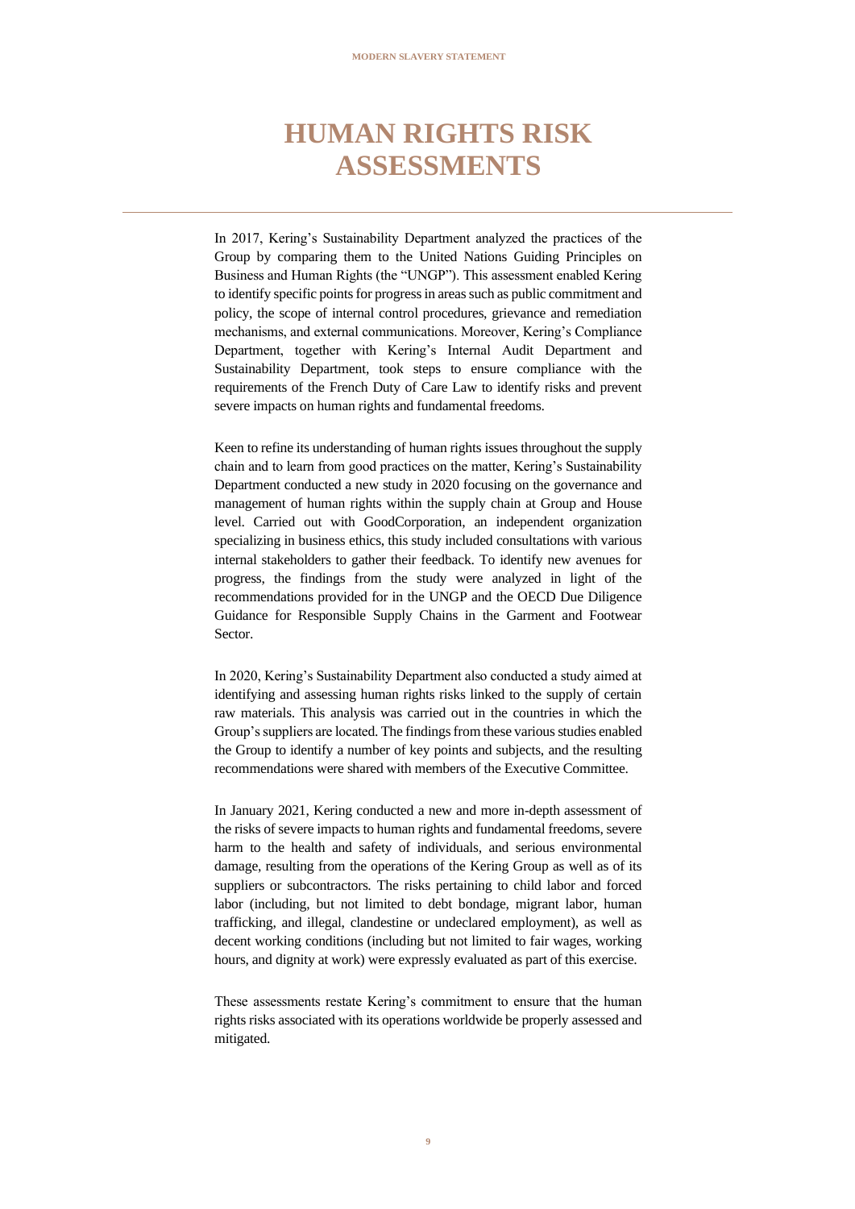# HUMAN RIGHTS RISK ASSESSMENTS

In 2017, Kering's Sustainability Department analyzed the practices of the Group by comparing them to the United Nations Guiding Principles on Business and Human Rights (the "UNGP"). This assessment enabled Kering to identify specific points for progress in areas such as public commitment and policy, the scope of internal control procedures, grievance and remediation mechanisms, and external communications. Moreover, Kering's Compliance Department, together with Kering's Internal Audit Department and Sustainability Department, took steps to ensure compliance with the requirements of the French Duty of Care Law to identify risks and prevent severe impacts on human rights and fundamental freedoms.

Keen to refine its understanding of human rights issues throughout the supply chain and to learn from good practices on the matter, Kering's Sustainability Department conducted a new study in 2020 focusing on the governance and management of human rights within the supply chain at Group and House level. Carried out with GoodCorporation, an independent organization specializing in business ethics, this study included consultations with various internal stakeholders to gather their feedback. To identify new avenues for progress, the findings from the study were analyzed in light of the recommendations provided for in the UNGP and the OECD Due Diligence Guidance for Responsible Supply Chains in the Garment and Footwear Sector.

In 2020, Kering's Sustainability Department also conducted a study aimed at identifying and assessing human rights risks linked to the supply of certain raw materials. This analysis was carried out in the countries in which the Group's suppliers are located. The findings from these various studies enabled the Group to identify a number of key points and subjects, and the resulting recommendations were shared with members of the Executive Committee.

In January 2021, Kering conducted a new and more in-depth assessment of the risks of severe impacts to human rights and fundamental freedoms, severe harm to the health and safety of individuals, and serious environmental damage, resulting from the operations of the Kering Group as well as of its suppliers or subcontractors. The risks pertaining to child labor and forced labor (including, but not limited to debt bondage, migrant labor, human trafficking, and illegal, clandestine or undeclared employment), as well as decent working conditions (including but not limited to fair wages, working hours, and dignity at work) were expressly evaluated as part of this exercise.

These assessments restate Kering's commitment to ensure that the human rights risks associated with its operations worldwide be properly assessed and mitigated.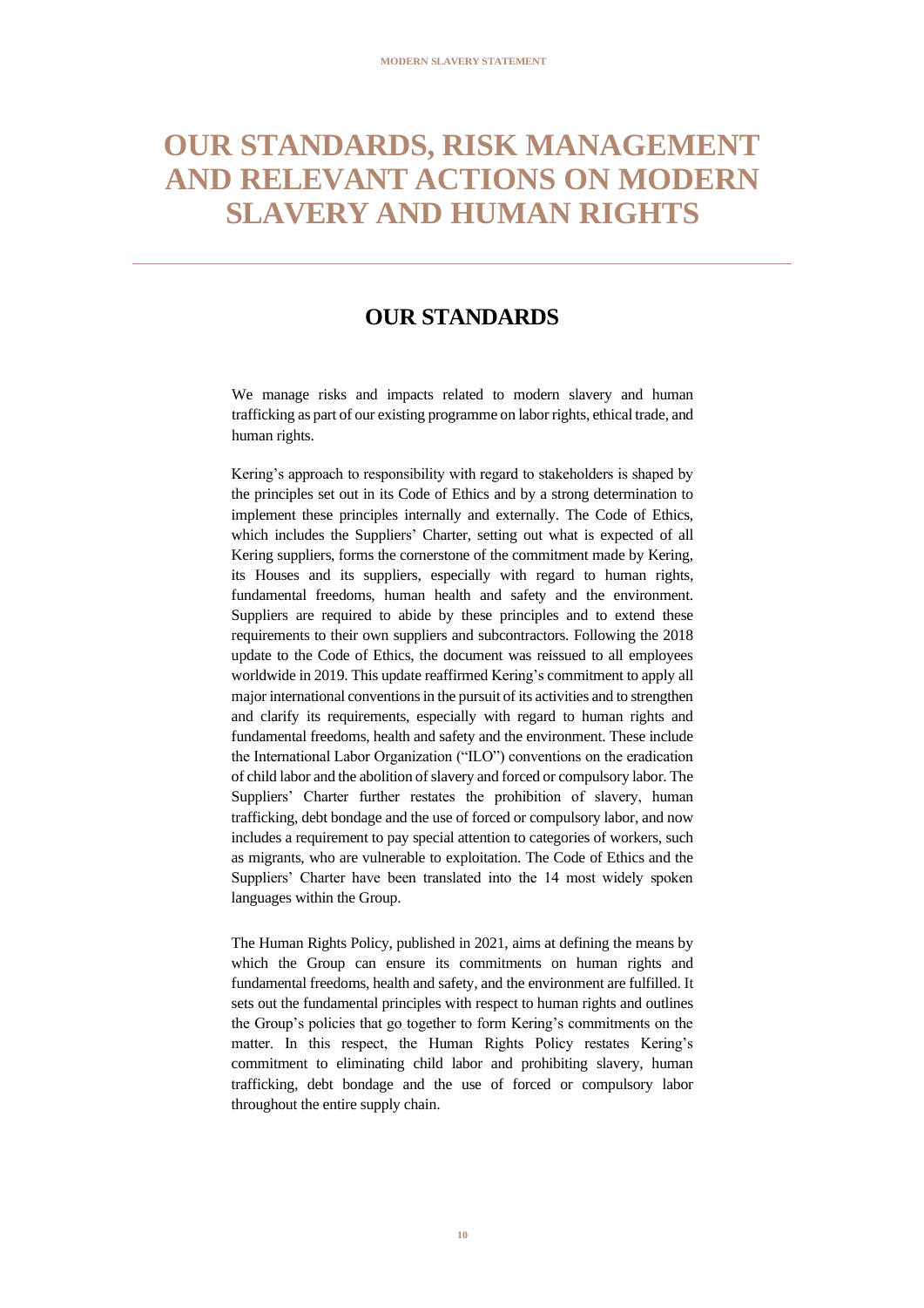# OUR STANDARDS, RISK MANAGEMENT AND RELEVANT ACTIONS ON MODERN SLAVERY AND HUMAN RIGHTS

## OUR STANDARDS

We manage risks and impacts related to modern slavery and human trafficking as part of our existing programme on labor rights, ethical trade, and human rights.

Kering's approach to responsibility with regard to stakeholders is shaped by the principles set out in its Code of Ethics and by a strong determination to implement these principles internally and externally. The Code of Ethics, which includes the Suppliers' Charter, setting out what is expected of all Kering suppliers, forms the cornerstone of the commitment made by Kering, its Houses and its suppliers, especially with regard to human rights, fundamental freedoms, human health and safety and the environment. Suppliers are required to abide by these principles and to extend these requirements to their own suppliers and subcontractors. Following the 2018 update to the Code of Ethics, the document was reissued to all employees worldwide in 2019. This update reaffirmed Kering's commitment to apply all major international conventions in the pursuit of its activities and to strengthen and clarify its requirements, especially with regard to human rights and fundamental freedoms, health and safety and the environment. These include the International Labor Organization ("ILO") conventions on the eradication of child labor and the abolition of slavery and forced or compulsory labor. The Suppliers' Charter further restates the prohibition of slavery, human trafficking, debt bondage and the use of forced or compulsory labor, and now includes a requirement to pay special attention to categories of workers, such as migrants, who are vulnerable to exploitation. The Code of Ethics and the Suppliers' Charter have been translated into the 14 most widely spoken languages within the Group.

The Human Rights Policy, published in 2021, aims at defining the means by which the Group can ensure its commitments on human rights and fundamental freedoms, health and safety, and the environment are fulfilled. It sets out the fundamental principles with respect to human rights and outlines the Group's policies that go together to form Kering's commitments on the matter. In this respect, the Human Rights Policy restates Kering's commitment to eliminating child labor and prohibiting slavery, human trafficking, debt bondage and the use of forced or compulsory labor throughout the entire supply chain.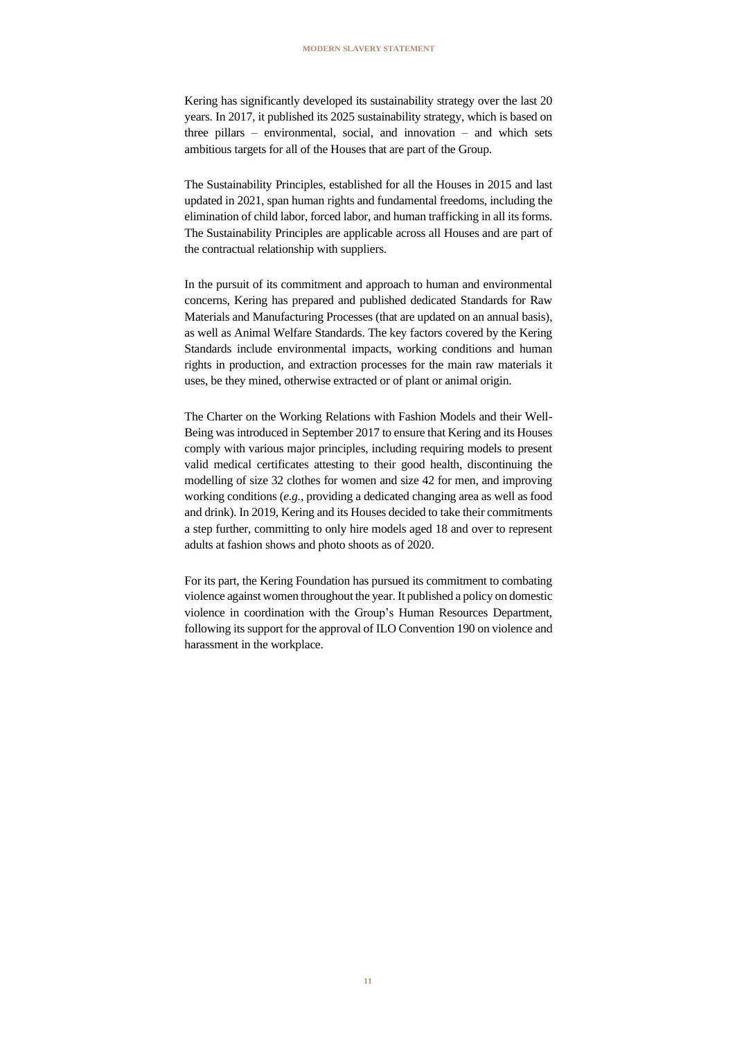Kering has significantly developed its sustainability strategy over the last 20 years. In 2017, it published its 2025 sustainability strategy, which is based on three pillars – environmental, social, and innovation – and which sets ambitious targets for all of the Houses that are part of the Group.

The Sustainability Principles, established for all the Houses in 2015 and last updated in 2021, span human rights and fundamental freedoms, including the elimination of child labor, forced labor, and human trafficking in all its forms. The Sustainability Principles are applicable across all Houses and are part of the contractual relationship with suppliers.

In the pursuit of its commitment and approach to human and environmental concerns, Kering has prepared and published dedicated Standards for Raw Materials and Manufacturing Processes (that are updated on an annual basis), as well as Animal Welfare Standards. The key factors covered by the Kering Standards include environmental impacts, working conditions and human rights in production, and extraction processes for the main raw materials it uses, be they mined, otherwise extracted or of plant or animal origin.

The Charter on the Working Relations with Fashion Models and their Well-Being was introduced in September 2017 to ensure that Kering and its Houses comply with various major principles, including requiring models to present valid medical certificates attesting to their good health, discontinuing the modelling of size 32 clothes for women and size 42 for men, and improving working conditions (*e.g.*, providing a dedicated changing area as well as food and drink). In 2019, Kering and its Houses decided to take their commitments a step further, committing to only hire models aged 18 and over to represent adults at fashion shows and photo shoots as of 2020.

For its part, the Kering Foundation has pursued its commitment to combating violence against women throughout the year. It published a policy on domestic violence in coordination with the Group's Human Resources Department, following its support for the approval of ILO Convention 190 on violence and harassment in the workplace.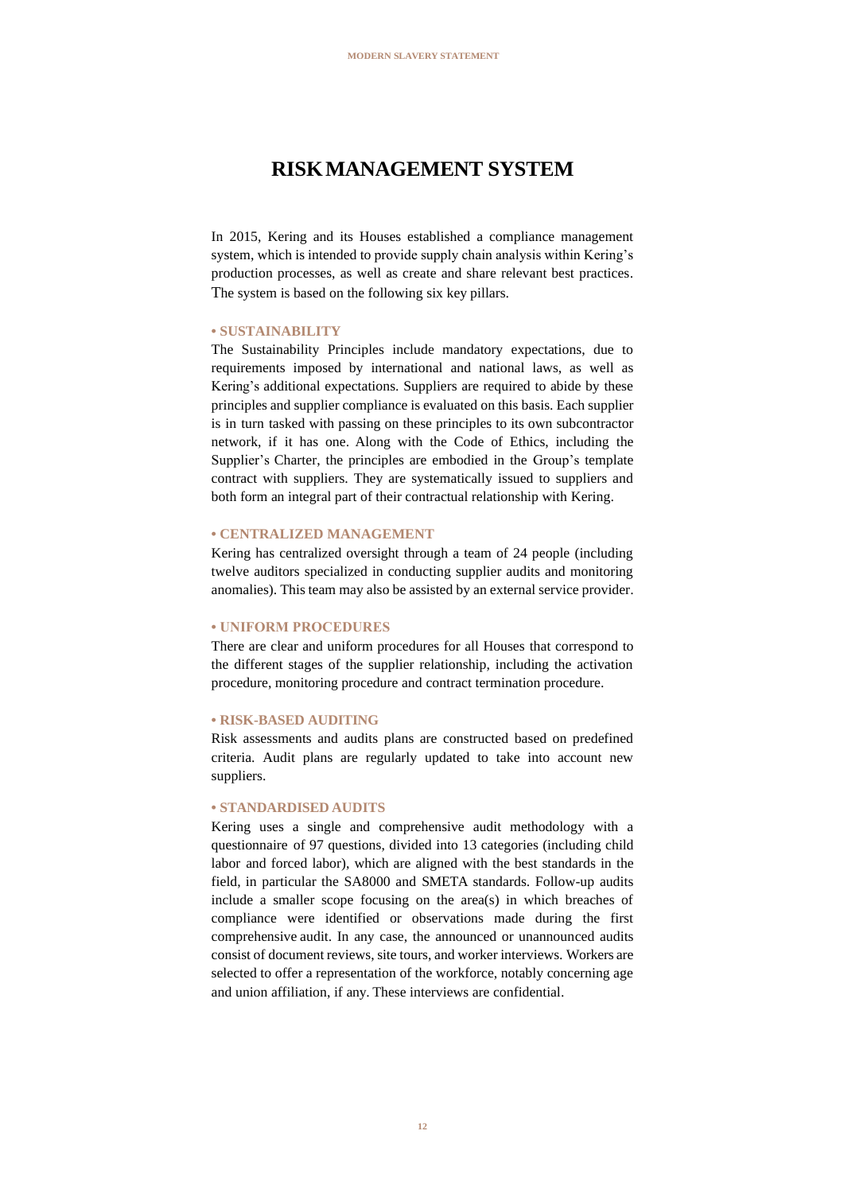# RISK MANAGEMENT SYSTEM

In 2015, Kering and its Houses established a compliance management system, which is intended to provide supply chain analysis within Kering's production processes, as well as create and share relevant best practices. The system is based on the following six key pillars.

**• SUSTAINABILITY**

The Sustainability Principles include mandatory expectations, due to requirements imposed by international and national laws, as well as Kering's additional expectations. Suppliers are required to abide by these principles and supplier compliance is evaluated on this basis. Each supplier is in turn tasked with passing on these principles to its own subcontractor network, if it has one. Along with the Code of Ethics, including the Supplier's Charter, the principles are embodied in the Group's template contract with suppliers. They are systematically issued to suppliers and both form an integral part of their contractual relationship with Kering.

**• CENTRALIZED MANAGEMENT**

Kering has centralized oversight through a team of 24 people (including twelve auditors specialized in conducting supplier audits and monitoring anomalies). This team may also be assisted by an external service provider.

**• UNIFORM PROCEDURES**

There are clear and uniform procedures for all Houses that correspond to the different stages of the supplier relationship, including the activation procedure, monitoring procedure and contract termination procedure.

**• RISK-BASED AUDITING**

Risk assessments and audits plans are constructed based on predefined criteria. Audit plans are regularly updated to take into account new suppliers.

**• STANDARDISED AUDITS**

Kering uses a single and comprehensive audit methodology with a questionnaire of 97 questions, divided into 13 categories (including child labor and forced labor), which are aligned with the best standards in the field, in particular the SA8000 and SMETA standards. Follow-up audits include a smaller scope focusing on the area(s) in which breaches of compliance were identified or observations made during the first comprehensive audit. In any case, the announced or unannounced audits consist of document reviews, site tours, and worker interviews. Workers are selected to offer a representation of the workforce, notably concerning age and union affiliation, if any. These interviews are confidential.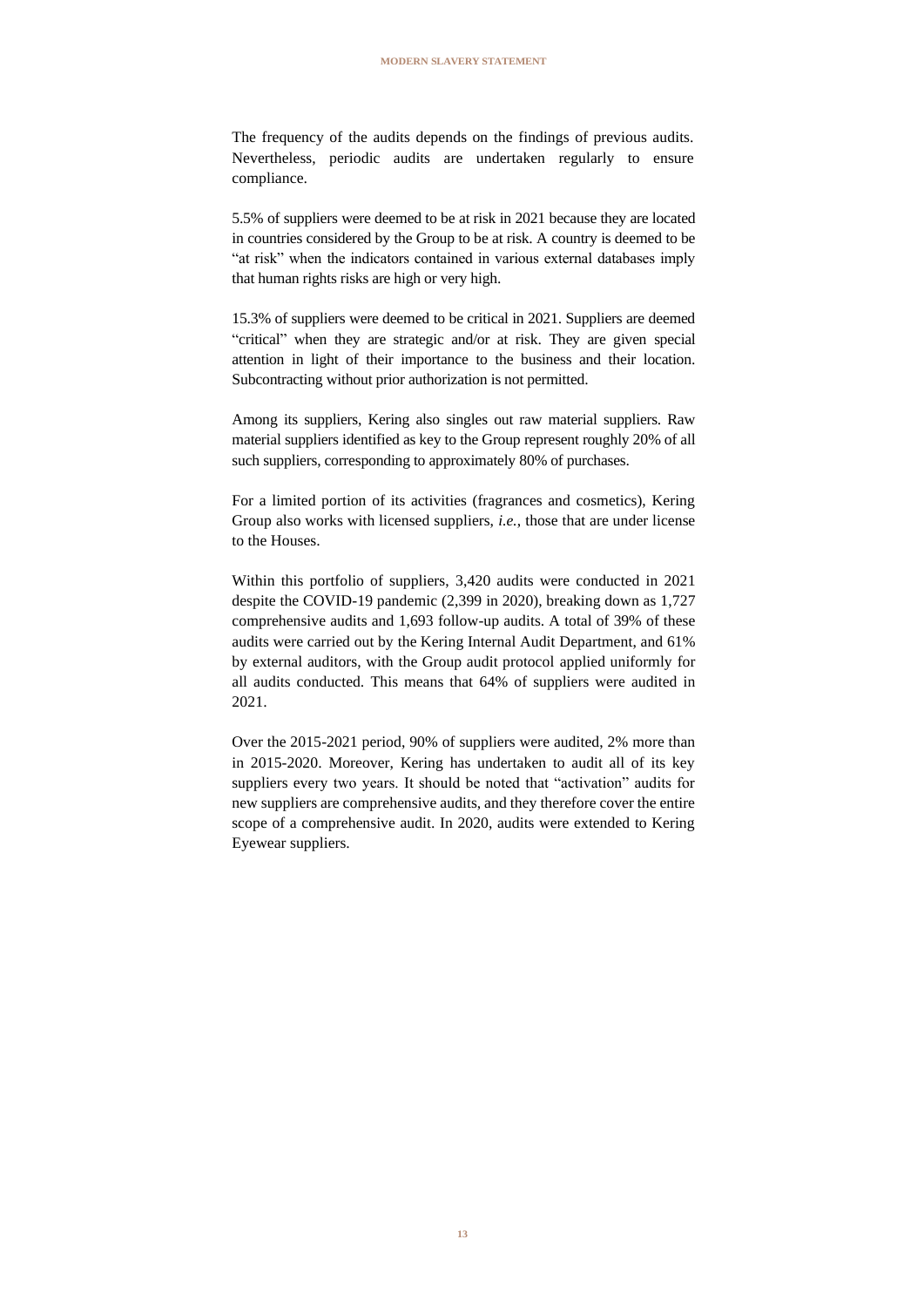The frequency of the audits depends on the findings of previous audits. Nevertheless, periodic audits are undertaken regularly to ensure compliance.

5.5% of suppliers were deemed to be at risk in 2021 because they are located in countries considered by the Group to be at risk. A country is deemed to be "at risk" when the indicators contained in various external databases imply that human rights risks are high or very high.

15.3% of suppliers were deemed to be critical in 2021. Suppliers are deemed "critical" when they are strategic and/or at risk. They are given special attention in light of their importance to the business and their location. Subcontracting without prior authorization is not permitted.

Among its suppliers, Kering also singles out raw material suppliers. Raw material suppliers identified as key to the Group represent roughly 20% of all such suppliers, corresponding to approximately 80% of purchases.

For a limited portion of its activities (fragrances and cosmetics), Kering Group also works with licensed suppliers, *i.e.*, those that are under license to the Houses.

Within this portfolio of suppliers, 3,420 audits were conducted in 2021 despite the COVID-19 pandemic (2,399 in 2020), breaking down as 1,727 comprehensive audits and 1,693 follow-up audits. A total of 39% of these audits were carried out by the Kering Internal Audit Department, and 61% by external auditors, with the Group audit protocol applied uniformly for all audits conducted. This means that 64% of suppliers were audited in 2021.

Over the 2015-2021 period, 90% of suppliers were audited, 2% more than in 2015-2020. Moreover, Kering has undertaken to audit all of its key suppliers every two years. It should be noted that "activation" audits for new suppliers are comprehensive audits, and they therefore cover the entire scope of a comprehensive audit. In 2020, audits were extended to Kering Eyewear suppliers.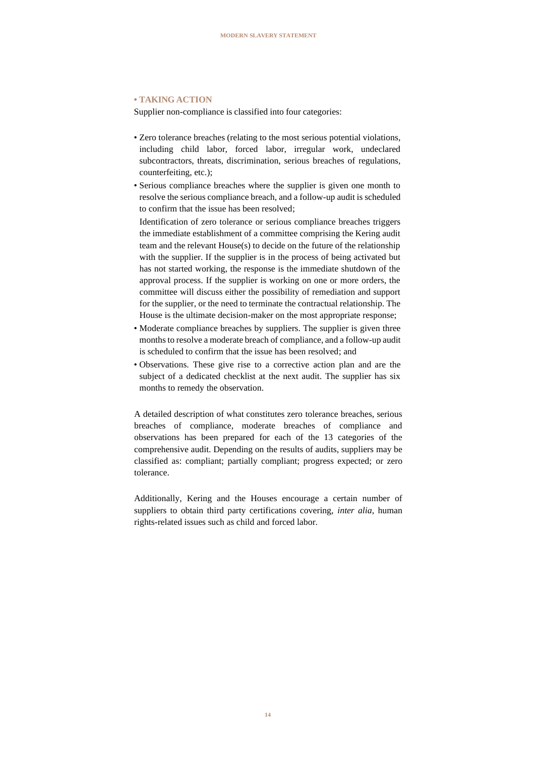## • TAKING ACTION

Supplier non-compliance is classified into four categories:

- Zero tolerance breaches (relating to the most serious potential violations, including child labor, forced labor, irregular work, undeclared subcontractors, threats, discrimination, serious breaches of regulations, counterfeiting, etc.);
- Serious compliance breaches where the supplier is given one month to resolve the serious compliance breach, and a follow-up audit is scheduled to confirm that the issue has been resolved;

  Identification of zero tolerance or serious compliance breaches triggers the immediate establishment of a committee comprising the Kering audit team and the relevant House(s) to decide on the future of the relationship with the supplier. If the supplier is in the process of being activated but has not started working, the response is the immediate shutdown of the approval process. If the supplier is working on one or more orders, the committee will discuss either the possibility of remediation and support for the supplier, or the need to terminate the contractual relationship. The House is the ultimate decision-maker on the most appropriate response;
- Moderate compliance breaches by suppliers. The supplier is given three months to resolve a moderate breach of compliance, and a follow-up audit is scheduled to confirm that the issue has been resolved; and
- Observations. These give rise to a corrective action plan and are the subject of a dedicated checklist at the next audit. The supplier has six months to remedy the observation.

A detailed description of what constitutes zero tolerance breaches, serious breaches of compliance, moderate breaches of compliance and observations has been prepared for each of the 13 categories of the comprehensive audit. Depending on the results of audits, suppliers may be classified as: compliant; partially compliant; progress expected; or zero tolerance.

Additionally, Kering and the Houses encourage a certain number of suppliers to obtain third party certifications covering, *inter alia*, human rights-related issues such as child and forced labor.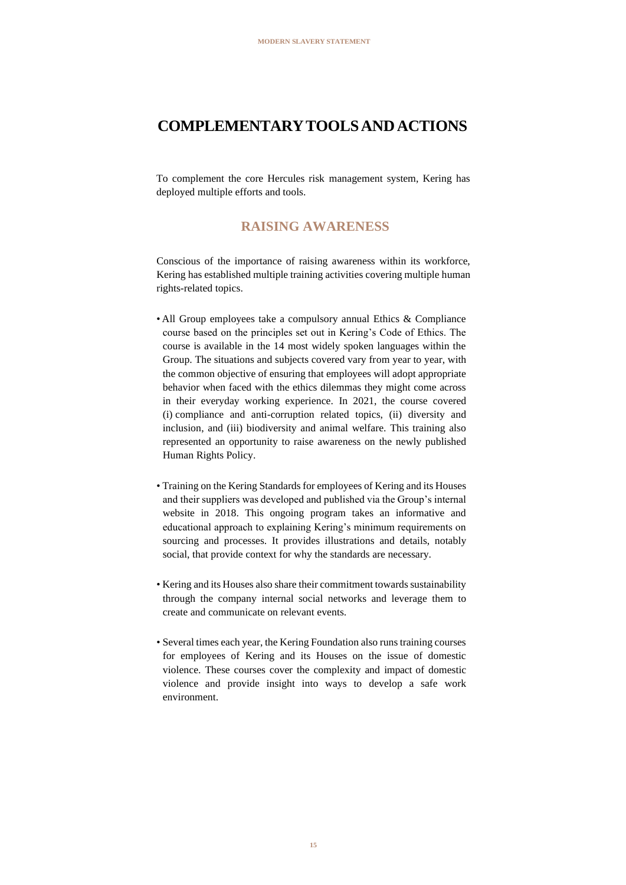# COMPLEMENTARY TOOLS AND ACTIONS

To complement the core Hercules risk management system, Kering has deployed multiple efforts and tools.

## RAISING AWARENESS

Conscious of the importance of raising awareness within its workforce, Kering has established multiple training activities covering multiple human rights-related topics.

- All Group employees take a compulsory annual Ethics & Compliance course based on the principles set out in Kering's Code of Ethics. The course is available in the 14 most widely spoken languages within the Group. The situations and subjects covered vary from year to year, with the common objective of ensuring that employees will adopt appropriate behavior when faced with the ethics dilemmas they might come across in their everyday working experience. In 2021, the course covered (i) compliance and anti-corruption related topics, (ii) diversity and inclusion, and (iii) biodiversity and animal welfare. This training also represented an opportunity to raise awareness on the newly published Human Rights Policy.

- Training on the Kering Standards for employees of Kering and its Houses and their suppliers was developed and published via the Group's internal website in 2018. This ongoing program takes an informative and educational approach to explaining Kering's minimum requirements on sourcing and processes. It provides illustrations and details, notably social, that provide context for why the standards are necessary.

- Kering and its Houses also share their commitment towards sustainability through the company internal social networks and leverage them to create and communicate on relevant events.

- Several times each year, the Kering Foundation also runs training courses for employees of Kering and its Houses on the issue of domestic violence. These courses cover the complexity and impact of domestic violence and provide insight into ways to develop a safe work environment.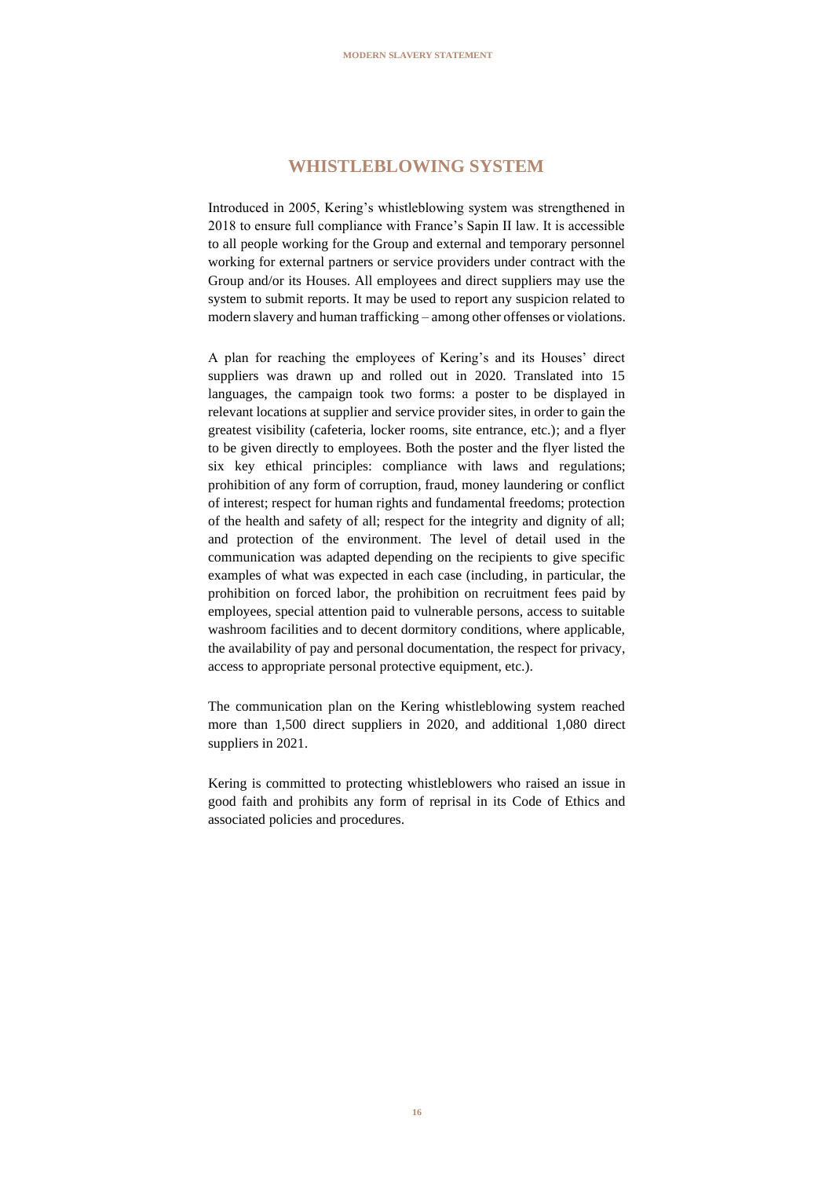# WHISTLEBLOWING SYSTEM

Introduced in 2005, Kering's whistleblowing system was strengthened in 2018 to ensure full compliance with France's Sapin II law. It is accessible to all people working for the Group and external and temporary personnel working for external partners or service providers under contract with the Group and/or its Houses. All employees and direct suppliers may use the system to submit reports. It may be used to report any suspicion related to modern slavery and human trafficking – among other offenses or violations.

A plan for reaching the employees of Kering's and its Houses' direct suppliers was drawn up and rolled out in 2020. Translated into 15 languages, the campaign took two forms: a poster to be displayed in relevant locations at supplier and service provider sites, in order to gain the greatest visibility (cafeteria, locker rooms, site entrance, etc.); and a flyer to be given directly to employees. Both the poster and the flyer listed the six key ethical principles: compliance with laws and regulations; prohibition of any form of corruption, fraud, money laundering or conflict of interest; respect for human rights and fundamental freedoms; protection of the health and safety of all; respect for the integrity and dignity of all; and protection of the environment. The level of detail used in the communication was adapted depending on the recipients to give specific examples of what was expected in each case (including, in particular, the prohibition on forced labor, the prohibition on recruitment fees paid by employees, special attention paid to vulnerable persons, access to suitable washroom facilities and to decent dormitory conditions, where applicable, the availability of pay and personal documentation, the respect for privacy, access to appropriate personal protective equipment, etc.).

The communication plan on the Kering whistleblowing system reached more than 1,500 direct suppliers in 2020, and additional 1,080 direct suppliers in 2021.

Kering is committed to protecting whistleblowers who raised an issue in good faith and prohibits any form of reprisal in its Code of Ethics and associated policies and procedures.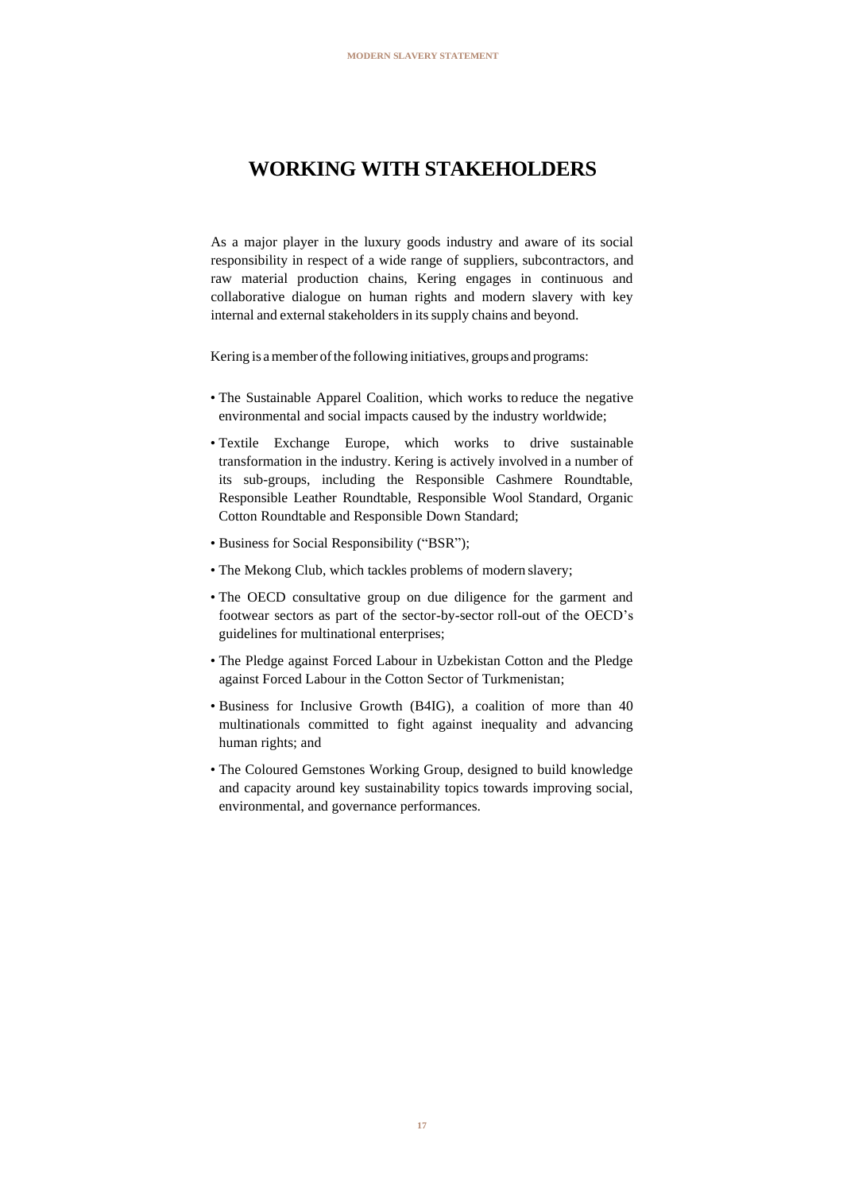# WORKING WITH STAKEHOLDERS

As a major player in the luxury goods industry and aware of its social responsibility in respect of a wide range of suppliers, subcontractors, and raw material production chains, Kering engages in continuous and collaborative dialogue on human rights and modern slavery with key internal and external stakeholders in its supply chains and beyond.

Kering is a member of the following initiatives, groups and programs:

- The Sustainable Apparel Coalition, which works to reduce the negative environmental and social impacts caused by the industry worldwide;
- Textile Exchange Europe, which works to drive sustainable transformation in the industry. Kering is actively involved in a number of its sub-groups, including the Responsible Cashmere Roundtable, Responsible Leather Roundtable, Responsible Wool Standard, Organic Cotton Roundtable and Responsible Down Standard;
- Business for Social Responsibility ("BSR");
- The Mekong Club, which tackles problems of modern slavery;
- The OECD consultative group on due diligence for the garment and footwear sectors as part of the sector-by-sector roll-out of the OECD's guidelines for multinational enterprises;
- The Pledge against Forced Labour in Uzbekistan Cotton and the Pledge against Forced Labour in the Cotton Sector of Turkmenistan;
- Business for Inclusive Growth (B4IG), a coalition of more than 40 multinationals committed to fight against inequality and advancing human rights; and
- The Coloured Gemstones Working Group, designed to build knowledge and capacity around key sustainability topics towards improving social, environmental, and governance performances.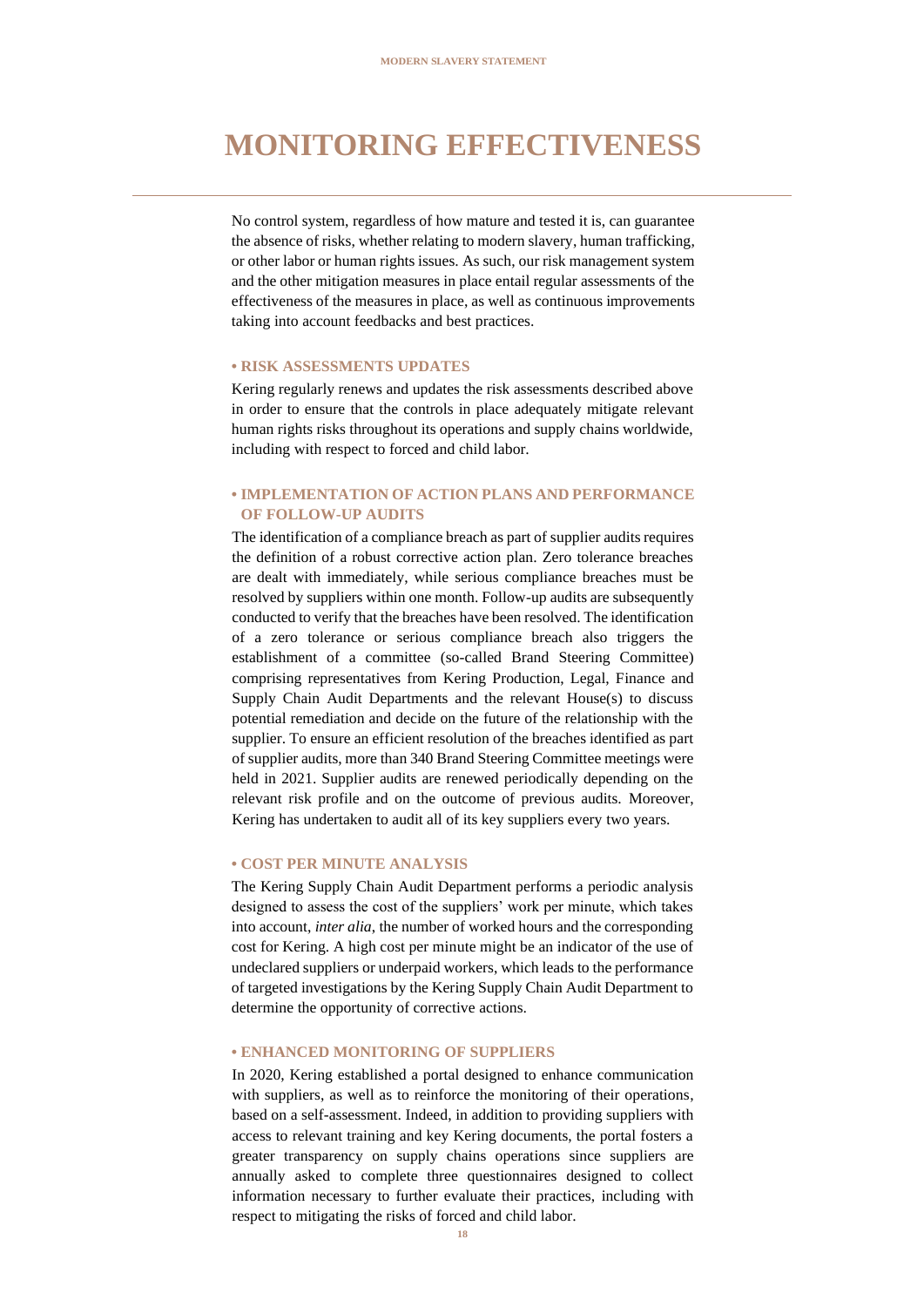# MONITORING EFFECTIVENESS

No control system, regardless of how mature and tested it is, can guarantee the absence of risks, whether relating to modern slavery, human trafficking, or other labor or human rights issues. As such, our risk management system and the other mitigation measures in place entail regular assessments of the effectiveness of the measures in place, as well as continuous improvements taking into account feedbacks and best practices.

## • RISK ASSESSMENTS UPDATES

Kering regularly renews and updates the risk assessments described above in order to ensure that the controls in place adequately mitigate relevant human rights risks throughout its operations and supply chains worldwide, including with respect to forced and child labor.

## • IMPLEMENTATION OF ACTION PLANS AND PERFORMANCE OF FOLLOW-UP AUDITS

The identification of a compliance breach as part of supplier audits requires the definition of a robust corrective action plan. Zero tolerance breaches are dealt with immediately, while serious compliance breaches must be resolved by suppliers within one month. Follow-up audits are subsequently conducted to verify that the breaches have been resolved. The identification of a zero tolerance or serious compliance breach also triggers the establishment of a committee (so-called Brand Steering Committee) comprising representatives from Kering Production, Legal, Finance and Supply Chain Audit Departments and the relevant House(s) to discuss potential remediation and decide on the future of the relationship with the supplier. To ensure an efficient resolution of the breaches identified as part of supplier audits, more than 340 Brand Steering Committee meetings were held in 2021. Supplier audits are renewed periodically depending on the relevant risk profile and on the outcome of previous audits. Moreover, Kering has undertaken to audit all of its key suppliers every two years.

## • COST PER MINUTE ANALYSIS

The Kering Supply Chain Audit Department performs a periodic analysis designed to assess the cost of the suppliers' work per minute, which takes into account, *inter alia*, the number of worked hours and the corresponding cost for Kering. A high cost per minute might be an indicator of the use of undeclared suppliers or underpaid workers, which leads to the performance of targeted investigations by the Kering Supply Chain Audit Department to determine the opportunity of corrective actions.

## • ENHANCED MONITORING OF SUPPLIERS

In 2020, Kering established a portal designed to enhance communication with suppliers, as well as to reinforce the monitoring of their operations, based on a self-assessment. Indeed, in addition to providing suppliers with access to relevant training and key Kering documents, the portal fosters a greater transparency on supply chains operations since suppliers are annually asked to complete three questionnaires designed to collect information necessary to further evaluate their practices, including with respect to mitigating the risks of forced and child labor.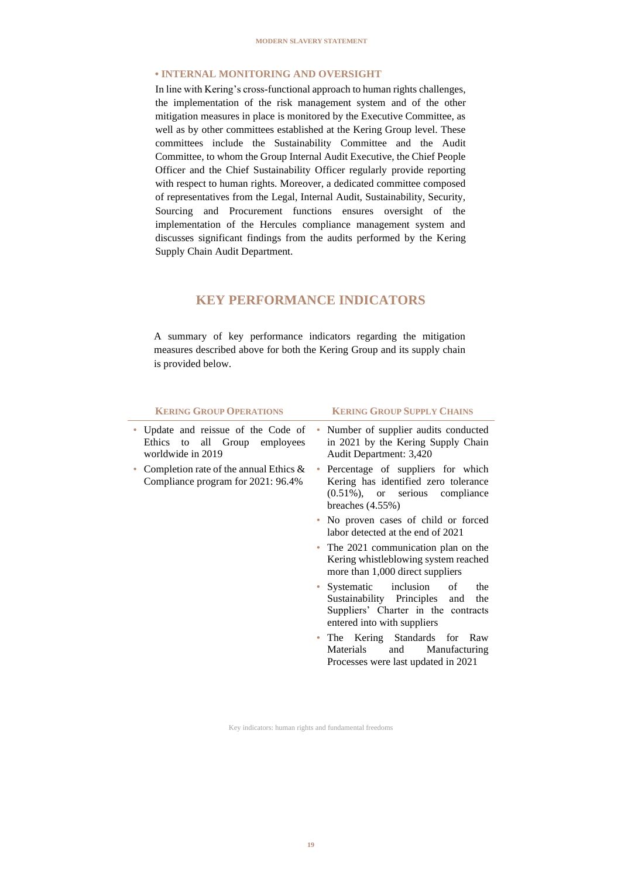### • INTERNAL MONITORING AND OVERSIGHT

In line with Kering's cross-functional approach to human rights challenges, the implementation of the risk management system and of the other mitigation measures in place is monitored by the Executive Committee, as well as by other committees established at the Kering Group level. These committees include the Sustainability Committee and the Audit Committee, to whom the Group Internal Audit Executive, the Chief People Officer and the Chief Sustainability Officer regularly provide reporting with respect to human rights. Moreover, a dedicated committee composed of representatives from the Legal, Internal Audit, Sustainability, Security, Sourcing and Procurement functions ensures oversight of the implementation of the Hercules compliance management system and discusses significant findings from the audits performed by the Kering Supply Chain Audit Department.

## KEY PERFORMANCE INDICATORS

A summary of key performance indicators regarding the mitigation measures described above for both the Kering Group and its supply chain is provided below.

| Kering Group Operations | Kering Group Supply Chains |
|---|---|
| • Update and reissue of the Code of Ethics to all Group employees worldwide in 2019<br>• Completion rate of the annual Ethics & Compliance program for 2021: 96.4% | • Number of supplier audits conducted in 2021 by the Kering Supply Chain Audit Department: 3,420<br>• Percentage of suppliers for which Kering has identified zero tolerance (0.51%), or serious compliance breaches (4.55%)<br>• No proven cases of child or forced labor detected at the end of 2021<br>• The 2021 communication plan on the Kering whistleblowing system reached more than 1,000 direct suppliers<br>• Systematic inclusion of the Sustainability Principles and the Suppliers' Charter in the contracts entered into with suppliers<br>• The Kering Standards for Raw Materials and Manufacturing Processes were last updated in 2021 |

Key indicators: human rights and fundamental freedoms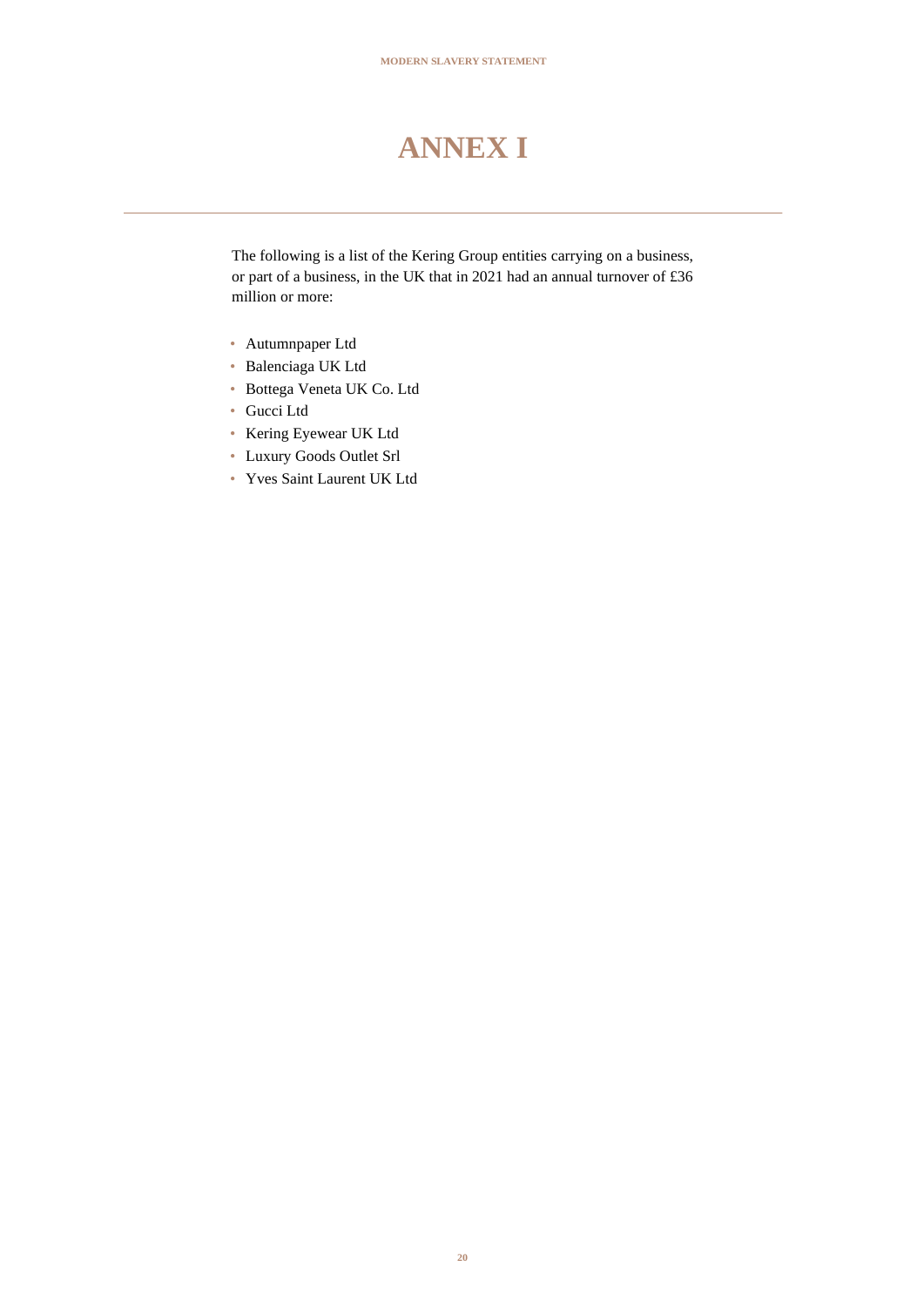# ANNEX I

The following is a list of the Kering Group entities carrying on a business, or part of a business, in the UK that in 2021 had an annual turnover of £36 million or more:

- Autumnpaper Ltd
- Balenciaga UK Ltd
- Bottega Veneta UK Co. Ltd
- Gucci Ltd
- Kering Eyewear UK Ltd
- Luxury Goods Outlet Srl
- Yves Saint Laurent UK Ltd